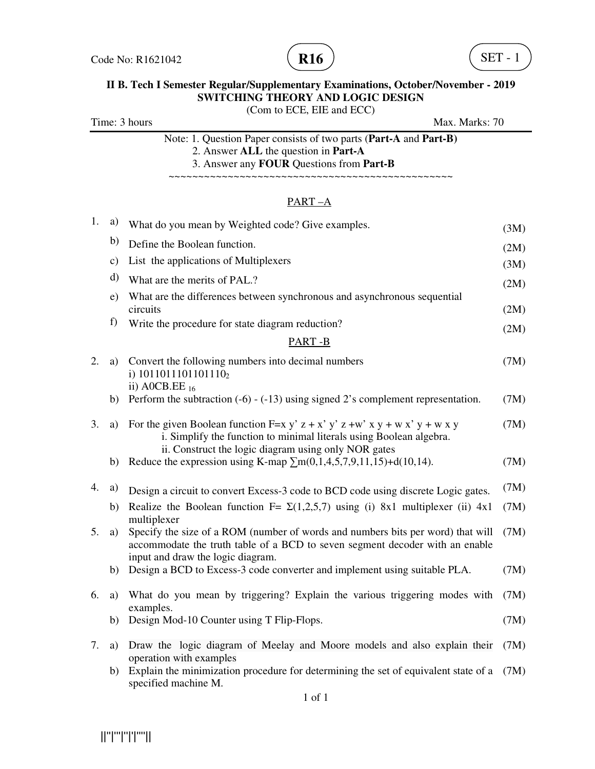Code No: R1621042 **R16** SET - 1

**II B. Tech I Semester Regular/Supplementary Examinations, October/November - 2019**
**SWITCHING THEORY AND LOGIC DESIGN**
(Com to ECE, EIE and ECC)

Time: 3 hours Max. Marks: 70

Note: 1. Question Paper consists of two parts (**Part-A** and **Part-B)**
2. Answer **ALL** the question in **Part-A**
3. Answer any **FOUR** Questions from **Part-B**

~~~~~~~~~~~~~~~~~~~~~~~~~~~~~~~~~~~~~~~~~~~~~~~~~~~~

## PART –A

1. a) What do you mean by Weighted code? Give examples. (3M)
   b) Define the Boolean function. (2M)
   c) List the applications of Multiplexers (3M)
   d) What are the merits of PAL.? (2M)
   e) What are the differences between synchronous and asynchronous sequential circuits (2M)
   f) Write the procedure for state diagram reduction? (2M)

## PART -B

2. a) Convert the following numbers into decimal numbers (7M)
   i) $1011011101101110_2$
   ii) A0CB.EE $_{16}$
   b) Perform the subtraction (-6) - (-13) using signed 2's complement representation. (7M)

3. a) For the given Boolean function F=x y' z + x' y' z +w' x y + w x' y + w x y (7M)
   i. Simplify the function to minimal literals using Boolean algebra.
   ii. Construct the logic diagram using only NOR gates
   b) Reduce the expression using K-map $\sum$m(0,1,4,5,7,9,11,15)+d(10,14). (7M)

4. a) Design a circuit to convert Excess-3 code to BCD code using discrete Logic gates. (7M)
   b) Realize the Boolean function F= Σ(1,2,5,7) using (i) 8x1 multiplexer (ii) 4x1 multiplexer (7M)

5. a) Specify the size of a ROM (number of words and numbers bits per word) that will accommodate the truth table of a BCD to seven segment decoder with an enable input and draw the logic diagram. (7M)
   b) Design a BCD to Excess-3 code converter and implement using suitable PLA. (7M)

6. a) What do you mean by triggering? Explain the various triggering modes with examples. (7M)
   b) Design Mod-10 Counter using T Flip-Flops. (7M)

7. a) Draw the logic diagram of Meelay and Moore models and also explain their operation with examples (7M)
   b) Explain the minimization procedure for determining the set of equivalent state of a specified machine M. (7M)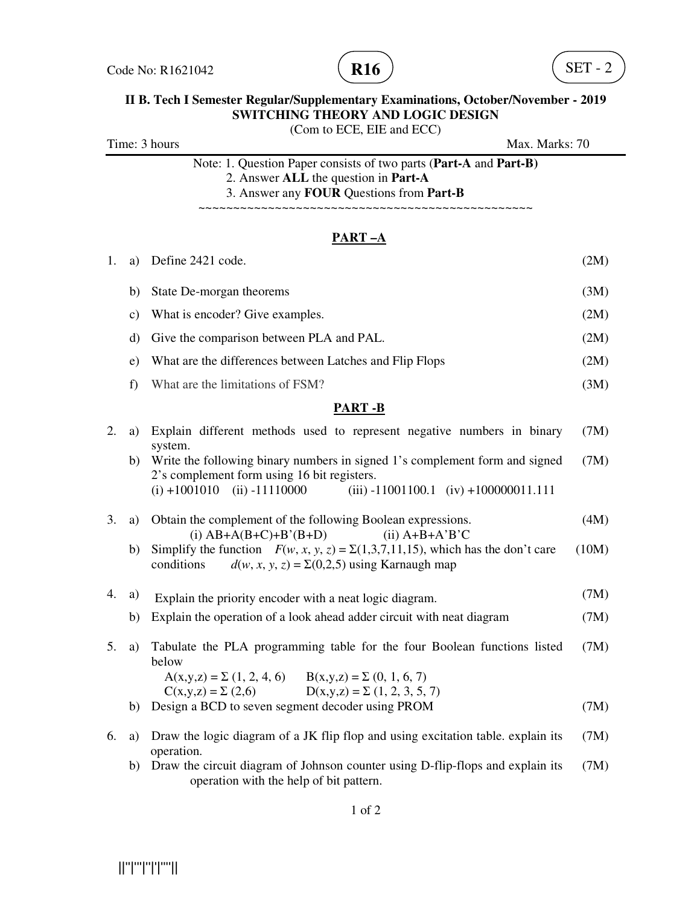Code No: R1621042

**R16**

SET - 2

**II B. Tech I Semester Regular/Supplementary Examinations, October/November - 2019**
**SWITCHING THEORY AND LOGIC DESIGN**
(Com to ECE, EIE and ECC)

Time: 3 hours Max. Marks: 70

Note: 1. Question Paper consists of two parts (**Part-A** and **Part-B)**
2. Answer **ALL** the question in **Part-A**
3. Answer any **FOUR** Questions from **Part-B**

~~~~~~~~~~~~~~~~~~~~~~~~~~~~~~~~~~~~~~~~~~~~~~~~~~~

## PART –A

1. a) Define 2421 code. (2M)

   b) State De-morgan theorems (3M)

   c) What is encoder? Give examples. (2M)

   d) Give the comparison between PLA and PAL. (2M)

   e) What are the differences between Latches and Flip Flops (2M)

   f) What are the limitations of FSM? (3M)

## PART -B

2. a) Explain different methods used to represent negative numbers in binary system. (7M)

   b) Write the following binary numbers in signed 1's complement form and signed 2's complement form using 16 bit registers. (7M)
   (i) +1001010 (ii) -11110000 (iii) -11001100.1 (iv) +100000011.111

3. a) Obtain the complement of the following Boolean expressions. (4M)
   (i) AB+A(B+C)+B'(B+D) (ii) A+B+A'B'C

   b) Simplify the function $F(w, x, y, z) = \Sigma(1,3,7,11,15)$, which has the don't care conditions $d(w, x, y, z) = \Sigma(0,2,5)$ using Karnaugh map (10M)

4. a) Explain the priority encoder with a neat logic diagram. (7M)

   b) Explain the operation of a look ahead adder circuit with neat diagram (7M)

5. a) Tabulate the PLA programming table for the four Boolean functions listed below (7M)
   $A(x,y,z) = \Sigma (1, 2, 4, 6)$ $B(x,y,z) = \Sigma (0, 1, 6, 7)$
   $C(x,y,z) = \Sigma (2,6)$ $D(x,y,z) = \Sigma (1, 2, 3, 5, 7)$

   b) Design a BCD to seven segment decoder using PROM (7M)

6. a) Draw the logic diagram of a JK flip flop and using excitation table. explain its operation. (7M)

   b) Draw the circuit diagram of Johnson counter using D-flip-flops and explain its operation with the help of bit pattern. (7M)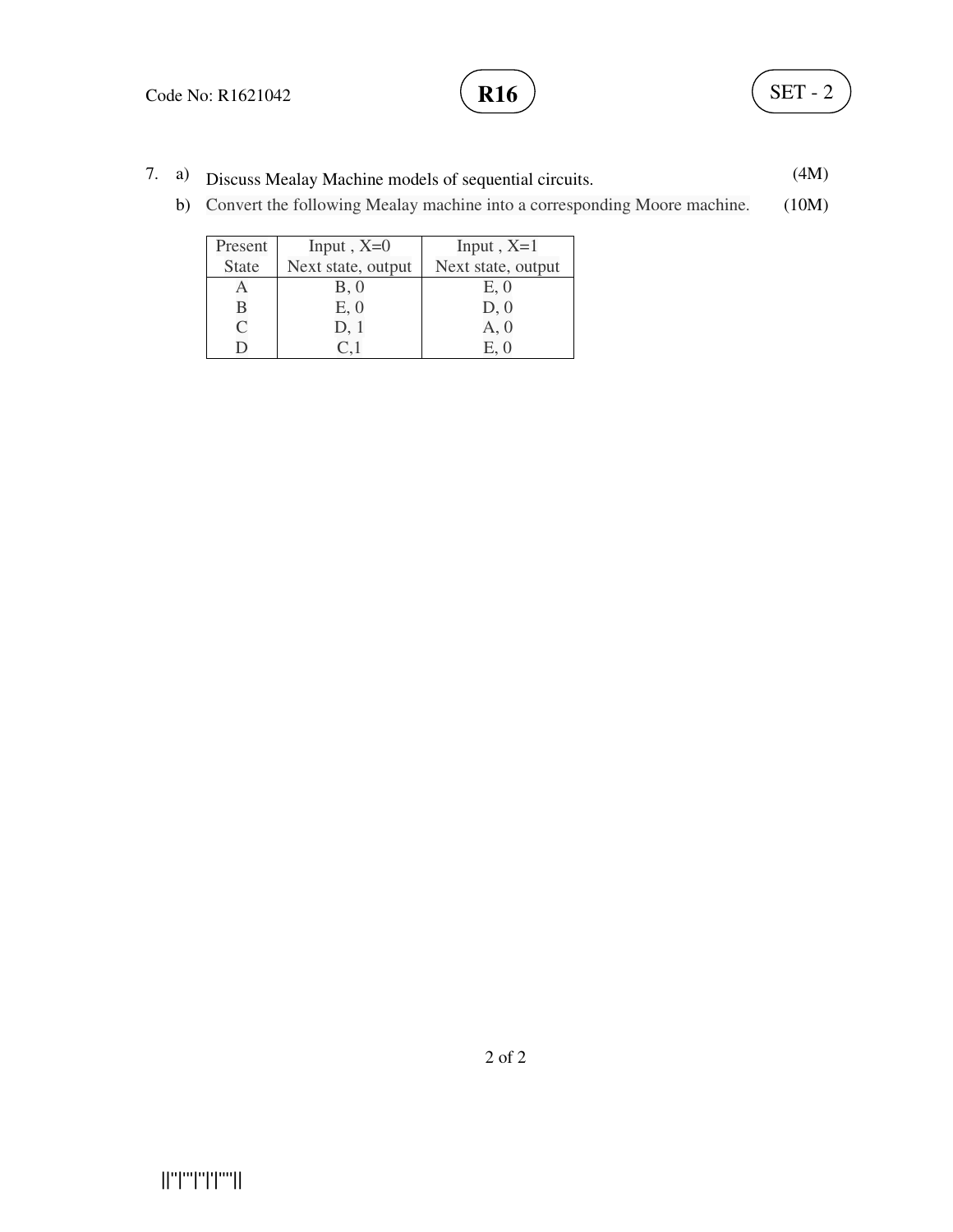7. a) Discuss Mealay Machine models of sequential circuits. (4M)

   b) Convert the following Mealay machine into a corresponding Moore machine. (10M)

| Present State | Input , X=0 Next state, output | Input , X=1 Next state, output |
|---|---|---|
| A | B, 0 | E, 0 |
| B | E, 0 | D, 0 |
| C | D, 1 | A, 0 |
| D | C,1 | E, 0 |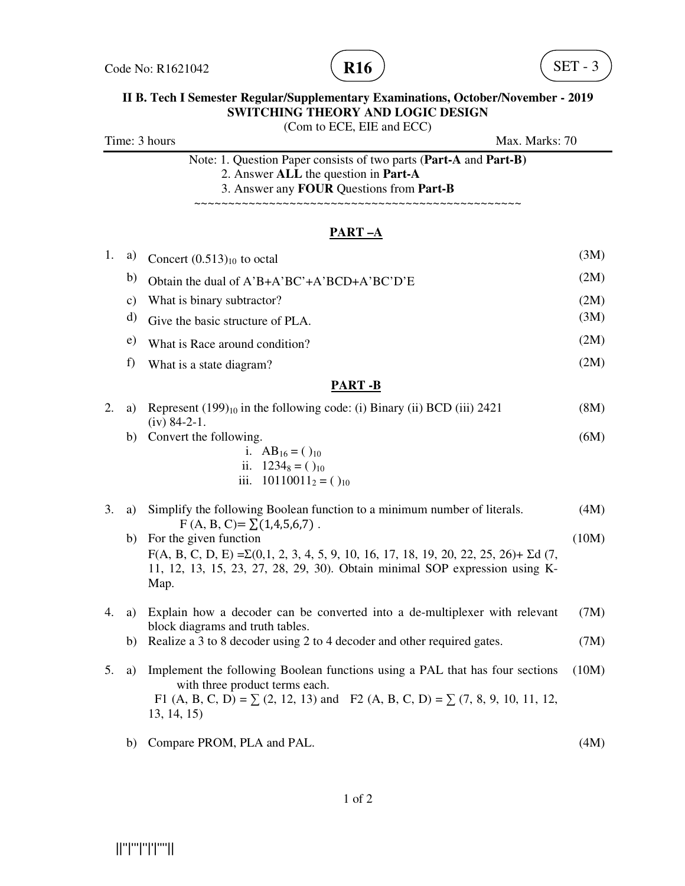Code No: R1621042

**R16**

SET - 3

**II B. Tech I Semester Regular/Supplementary Examinations, October/November - 2019**
**SWITCHING THEORY AND LOGIC DESIGN**
(Com to ECE, EIE and ECC)

Time: 3 hours    Max. Marks: 70

Note: 1. Question Paper consists of two parts (**Part-A** and **Part-B)**
2. Answer **ALL** the question in **Part-A**
3. Answer any **FOUR** Questions from **Part-B**

~~~~~~~~~~~~~~~~~~~~~~~~~~~~~~~~~~~~~~~~~~~~~~~~~~

## PART –A

1. a) Concert $(0.513)_{10}$ to octal (3M)
   b) Obtain the dual of A'B+A'BC'+A'BCD+A'BC'D'E (2M)
   c) What is binary subtractor? (2M)
   d) Give the basic structure of PLA. (3M)
   e) What is Race around condition? (2M)
   f) What is a state diagram? (2M)

## PART -B

2. a) Represent $(199)_{10}$ in the following code: (i) Binary (ii) BCD (iii) 2421 (iv) 84-2-1. (8M)
   b) Convert the following. (6M)
      i. $AB_{16} = (\ )_{10}$
      ii. $1234_8 = (\ )_{10}$
      iii. $10110011_2 = (\ )_{10}$

3. a) Simplify the following Boolean function to a minimum number of literals. (4M)
      $F(A, B, C) = \sum(1,4,5,6,7)$ .
   b) For the given function (10M)
      $F(A, B, C, D, E) = \Sigma(0,1, 2, 3, 4, 5, 9, 10, 16, 17, 18, 19, 20, 22, 25, 26) + \Sigma d(7, 11, 12, 13, 15, 23, 27, 28, 29, 30)$. Obtain minimal SOP expression using K-Map.

4. a) Explain how a decoder can be converted into a de-multiplexer with relevant block diagrams and truth tables. (7M)
   b) Realize a 3 to 8 decoder using 2 to 4 decoder and other required gates. (7M)

5. a) Implement the following Boolean functions using a PAL that has four sections with three product terms each. (10M)
      $F1(A, B, C, D) = \sum(2, 12, 13)$ and $F2(A, B, C, D) = \sum(7, 8, 9, 10, 11, 12, 13, 14, 15)$
   b) Compare PROM, PLA and PAL. (4M)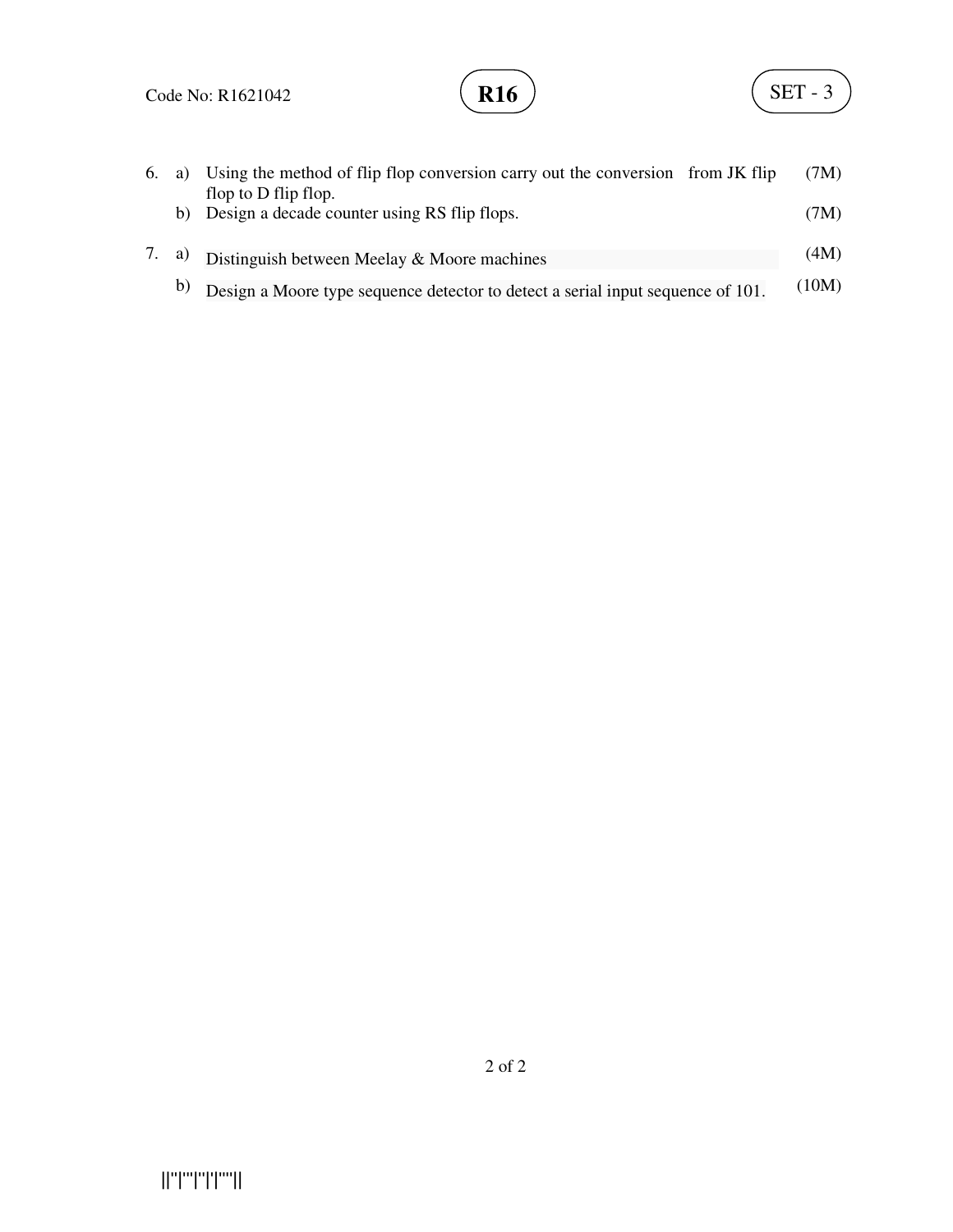6. a) Using the method of flip flop conversion carry out the conversion from JK flip flop to D flip flop. (7M)

   b) Design a decade counter using RS flip flops. (7M)

7. a) Distinguish between Meelay & Moore machines (4M)

   b) Design a Moore type sequence detector to detect a serial input sequence of 101. (10M)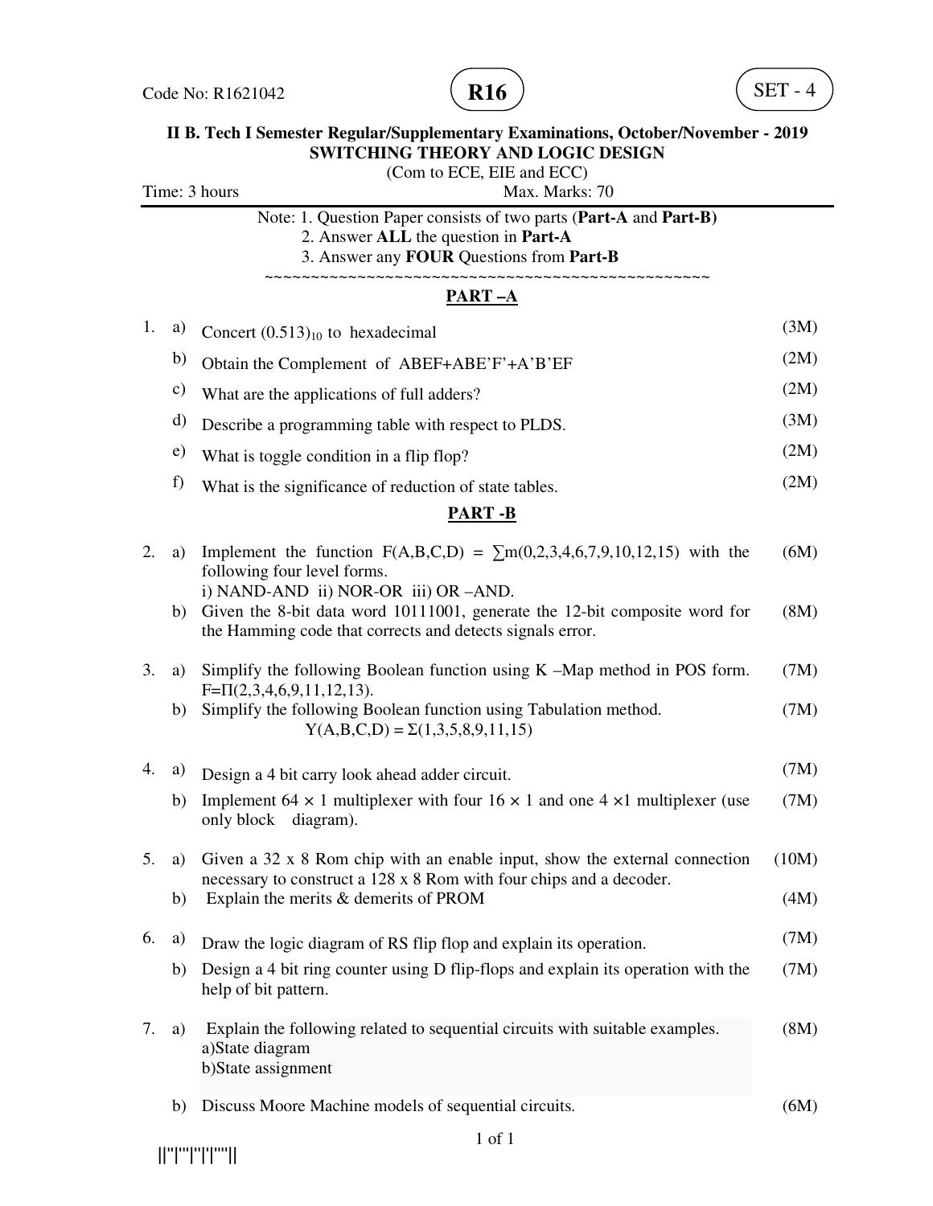Code No: R1621042 **R16** SET - 4

**II B. Tech I Semester Regular/Supplementary Examinations, October/November - 2019**
**SWITCHING THEORY AND LOGIC DESIGN**
(Com to ECE, EIE and ECC)

Time: 3 hours Max. Marks: 70

Note: 1. Question Paper consists of two parts (**Part-A** and **Part-B)**
2. Answer **ALL** the question in **Part-A**
3. Answer any **FOUR** Questions from **Part-B**

~~~~~~~~~~~~~~~~~~~~~~~~~~~~~~~~~~~~~~~~~~~~~~~~~~

## PART –A

1. a) Concert $(0.513)_{10}$ to hexadecimal (3M)
   b) Obtain the Complement of ABEF+ABE'F'+A'B'EF (2M)
   c) What are the applications of full adders? (2M)
   d) Describe a programming table with respect to PLDS. (3M)
   e) What is toggle condition in a flip flop? (2M)
   f) What is the significance of reduction of state tables. (2M)

## PART -B

2. a) Implement the function $F(A,B,C,D) = \sum m(0,2,3,4,6,7,9,10,12,15)$ with the following four level forms. (6M)
   i) NAND-AND ii) NOR-OR iii) OR –AND.
   b) Given the 8-bit data word 10111001, generate the 12-bit composite word for the Hamming code that corrects and detects signals error. (8M)

3. a) Simplify the following Boolean function using K –Map method in POS form. $F=\Pi(2,3,4,6,9,11,12,13)$. (7M)
   b) Simplify the following Boolean function using Tabulation method. (7M)
   $Y(A,B,C,D) = \Sigma(1,3,5,8,9,11,15)$

4. a) Design a 4 bit carry look ahead adder circuit. (7M)
   b) Implement $64 \times 1$ multiplexer with four $16 \times 1$ and one $4 \times 1$ multiplexer (use only block diagram). (7M)

5. a) Given a 32 x 8 Rom chip with an enable input, show the external connection necessary to construct a 128 x 8 Rom with four chips and a decoder. (10M)
   b) Explain the merits & demerits of PROM (4M)

6. a) Draw the logic diagram of RS flip flop and explain its operation. (7M)
   b) Design a 4 bit ring counter using D flip-flops and explain its operation with the help of bit pattern. (7M)

7. a) Explain the following related to sequential circuits with suitable examples. (8M)
   a)State diagram
   b)State assignment
   b) Discuss Moore Machine models of sequential circuits. (6M)